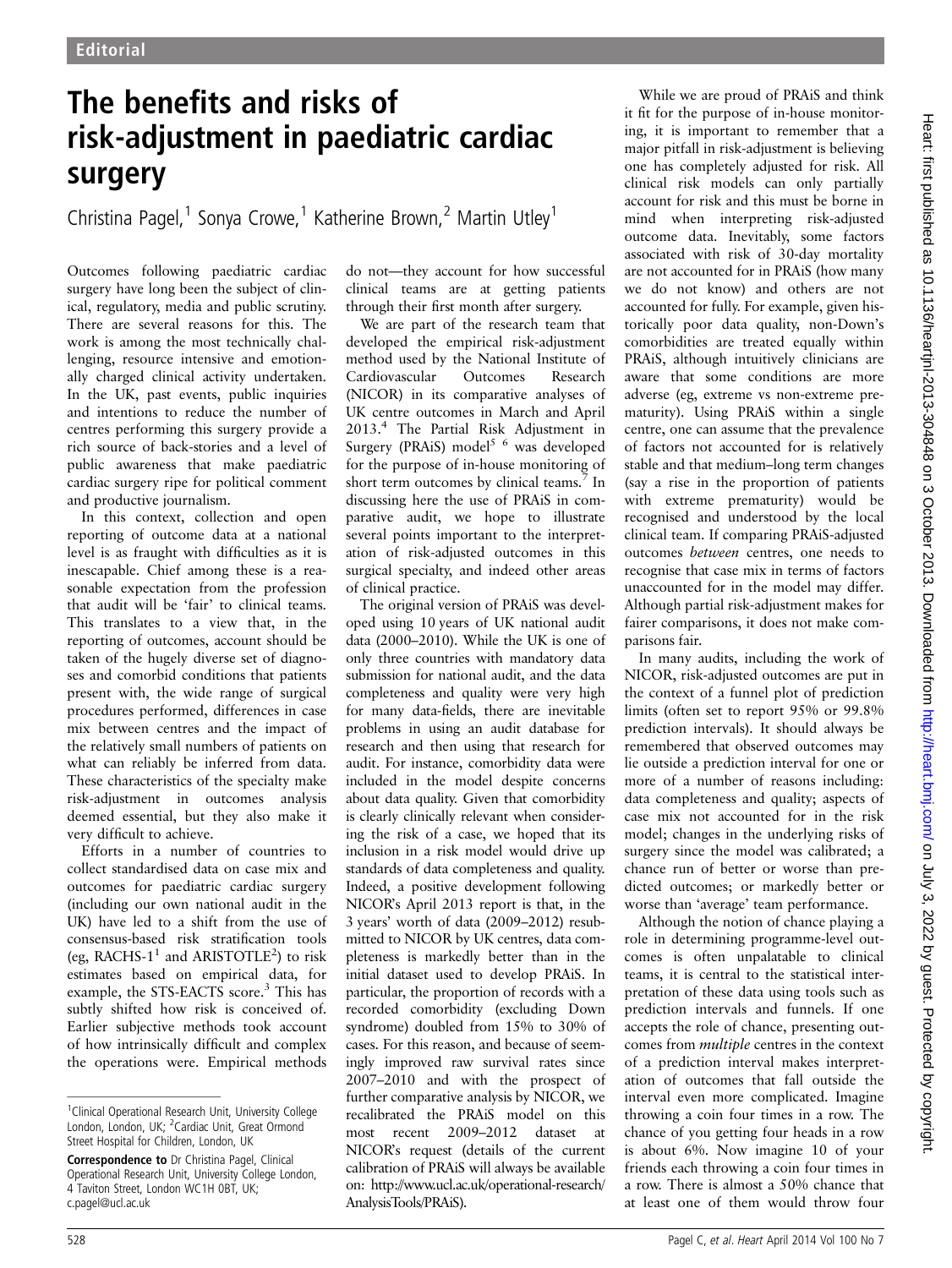Editorial

# The benefits and risks of risk-adjustment in paediatric cardiac surgery

Christina Pagel,[1] Sonya Crowe,[1] Katherine Brown,[2] Martin Utley[1]

Outcomes following paediatric cardiac surgery have long been the subject of clinical, regulatory, media and public scrutiny. There are several reasons for this. The work is among the most technically challenging, resource intensive and emotionally charged clinical activity undertaken. In the UK, past events, public inquiries and intentions to reduce the number of centres performing this surgery provide a rich source of back-stories and a level of public awareness that make paediatric cardiac surgery ripe for political comment and productive journalism.

In this context, collection and open reporting of outcome data at a national level is as fraught with difficulties as it is inescapable. Chief among these is a reasonable expectation from the profession that audit will be 'fair' to clinical teams. This translates to a view that, in the reporting of outcomes, account should be taken of the hugely diverse set of diagnoses and comorbid conditions that patients present with, the wide range of surgical procedures performed, differences in case mix between centres and the impact of the relatively small numbers of patients on what can reliably be inferred from data. These characteristics of the specialty make risk-adjustment in outcomes analysis deemed essential, but they also make it very difficult to achieve.

Efforts in a number of countries to collect standardised data on case mix and outcomes for paediatric cardiac surgery (including our own national audit in the UK) have led to a shift from the use of consensus-based risk stratification tools (eg, RACHS-1[1] and ARISTOTLE[2]) to risk estimates based on empirical data, for example, the STS-EACTS score.[3] This has subtly shifted how risk is conceived of. Earlier subjective methods took account of how intrinsically difficult and complex the operations were. Empirical methods do not—they account for how successful clinical teams are at getting patients through their first month after surgery.

We are part of the research team that developed the empirical risk-adjustment method used by the National Institute of Cardiovascular Outcomes Research (NICOR) in its comparative analyses of UK centre outcomes in March and April 2013.[4] The Partial Risk Adjustment in Surgery (PRAiS) model[5,6] was developed for the purpose of in-house monitoring of short term outcomes by clinical teams.[7] In discussing here the use of PRAiS in comparative audit, we hope to illustrate several points important to the interpretation of risk-adjusted outcomes in this surgical specialty, and indeed other areas of clinical practice.

The original version of PRAiS was developed using 10 years of UK national audit data (2000–2010). While the UK is one of only three countries with mandatory data submission for national audit, and the data completeness and quality were very high for many data-fields, there are inevitable problems in using an audit database for research and then using that research for audit. For instance, comorbidity data were included in the model despite concerns about data quality. Given that comorbidity is clearly clinically relevant when considering the risk of a case, we hoped that its inclusion in a risk model would drive up standards of data completeness and quality. Indeed, a positive development following NICOR's April 2013 report is that, in the 3 years' worth of data (2009–2012) resubmitted to NICOR by UK centres, data completeness is markedly better than in the initial dataset used to develop PRAiS. In particular, the proportion of records with a recorded comorbidity (excluding Down syndrome) doubled from 15% to 30% of cases. For this reason, and because of seemingly improved raw survival rates since 2007–2010 and with the prospect of further comparative analysis by NICOR, we recalibrated the PRAiS model on this most recent 2009–2012 dataset at NICOR's request (details of the current calibration of PRAiS will always be available on: http://www.ucl.ac.uk/operational-research/AnalysisTools/PRAiS).

While we are proud of PRAiS and think it fit for the purpose of in-house monitoring, it is important to remember that a major pitfall in risk-adjustment is believing one has completely adjusted for risk. All clinical risk models can only partially account for risk and this must be borne in mind when interpreting risk-adjusted outcome data. Inevitably, some factors associated with risk of 30-day mortality are not accounted for in PRAiS (how many we do not know) and others are not accounted for fully. For example, given historically poor data quality, non-Down's comorbidities are treated equally within PRAiS, although intuitively clinicians are aware that some conditions are more adverse (eg, extreme vs non-extreme prematurity). Using PRAiS within a single centre, one can assume that the prevalence of factors not accounted for is relatively stable and that medium–long term changes (say a rise in the proportion of patients with extreme prematurity) would be recognised and understood by the local clinical team. If comparing PRAiS-adjusted outcomes *between* centres, one needs to recognise that case mix in terms of factors unaccounted for in the model may differ. Although partial risk-adjustment makes for fairer comparisons, it does not make comparisons fair.

In many audits, including the work of NICOR, risk-adjusted outcomes are put in the context of a funnel plot of prediction limits (often set to report 95% or 99.8% prediction intervals). It should always be remembered that observed outcomes may lie outside a prediction interval for one or more of a number of reasons including: data completeness and quality; aspects of case mix not accounted for in the risk model; changes in the underlying risks of surgery since the model was calibrated; a chance run of better or worse than predicted outcomes; or markedly better or worse than 'average' team performance.

Although the notion of chance playing a role in determining programme-level outcomes is often unpalatable to clinical teams, it is central to the statistical interpretation of these data using tools such as prediction intervals and funnels. If one accepts the role of chance, presenting outcomes from *multiple* centres in the context of a prediction interval makes interpretation of outcomes that fall outside the interval even more complicated. Imagine throwing a coin four times in a row. The chance of you getting four heads in a row is about 6%. Now imagine 10 of your friends each throwing a coin four times in a row. There is almost a 50% chance that at least one of them would throw four

---

[1]Clinical Operational Research Unit, University College London, London, UK; [2]Cardiac Unit, Great Ormond Street Hospital for Children, London, UK

**Correspondence to** Dr Christina Pagel, Clinical Operational Research Unit, University College London, 4 Taviton Street, London WC1H 0BT, UK; c.pagel@ucl.ac.uk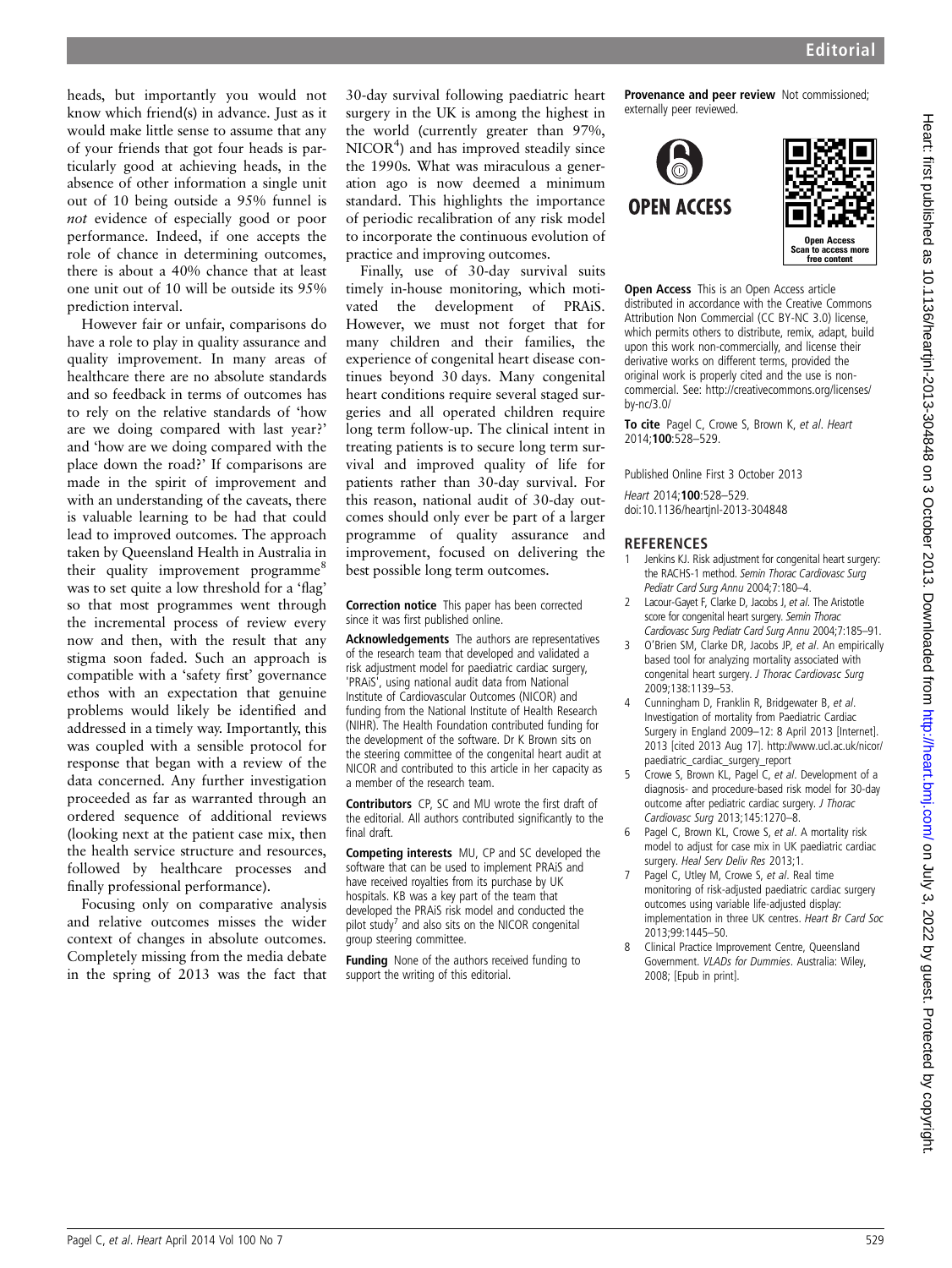heads, but importantly you would not know which friend(s) in advance. Just as it would make little sense to assume that any of your friends that got four heads is particularly good at achieving heads, in the absence of other information a single unit out of 10 being outside a 95% funnel is *not* evidence of especially good or poor performance. Indeed, if one accepts the role of chance in determining outcomes, there is about a 40% chance that at least one unit out of 10 will be outside its 95% prediction interval.

However fair or unfair, comparisons do have a role to play in quality assurance and quality improvement. In many areas of healthcare there are no absolute standards and so feedback in terms of outcomes has to rely on the relative standards of 'how are we doing compared with last year?' and 'how are we doing compared with the place down the road?' If comparisons are made in the spirit of improvement and with an understanding of the caveats, there is valuable learning to be had that could lead to improved outcomes. The approach taken by Queensland Health in Australia in their quality improvement programme[8] was to set quite a low threshold for a 'flag' so that most programmes went through the incremental process of review every now and then, with the result that any stigma soon faded. Such an approach is compatible with a 'safety first' governance ethos with an expectation that genuine problems would likely be identified and addressed in a timely way. Importantly, this was coupled with a sensible protocol for response that began with a review of the data concerned. Any further investigation proceeded as far as warranted through an ordered sequence of additional reviews (looking next at the patient case mix, then the health service structure and resources, followed by healthcare processes and finally professional performance).

Focusing only on comparative analysis and relative outcomes misses the wider context of changes in absolute outcomes. Completely missing from the media debate in the spring of 2013 was the fact that 30-day survival following paediatric heart surgery in the UK is among the highest in the world (currently greater than 97%, NICOR[4]) and has improved steadily since the 1990s. What was miraculous a generation ago is now deemed a minimum standard. This highlights the importance of periodic recalibration of any risk model to incorporate the continuous evolution of practice and improving outcomes.

Finally, use of 30-day survival suits timely in-house monitoring, which motivated the development of PRAiS. However, we must not forget that for many children and their families, the experience of congenital heart disease continues beyond 30 days. Many congenital heart conditions require several staged surgeries and all operated children require long term follow-up. The clinical intent in treating patients is to secure long term survival and improved quality of life for patients rather than 30-day survival. For this reason, national audit of 30-day outcomes should only ever be part of a larger programme of quality assurance and improvement, focused on delivering the best possible long term outcomes.

**Correction notice** This paper has been corrected since it was first published online.

**Acknowledgements** The authors are representatives of the research team that developed and validated a risk adjustment model for paediatric cardiac surgery, 'PRAiS', using national audit data from National Institute of Cardiovascular Outcomes (NICOR) and funding from the National Institute of Health Research (NIHR). The Health Foundation contributed funding for the development of the software. Dr K Brown sits on the steering committee of the congenital heart audit at NICOR and contributed to this article in her capacity as a member of the research team.

**Contributors** CP, SC and MU wrote the first draft of the editorial. All authors contributed significantly to the final draft.

**Competing interests** MU, CP and SC developed the software that can be used to implement PRAiS and have received royalties from its purchase by UK hospitals. KB was a key part of the team that developed the PRAiS risk model and conducted the pilot study[7] and also sits on the NICOR congenital group steering committee.

**Funding** None of the authors received funding to support the writing of this editorial.

**Provenance and peer review** Not commissioned; externally peer reviewed.

OPEN ACCESS

Open Access Scan to access more free content

**Open Access** This is an Open Access article distributed in accordance with the Creative Commons Attribution Non Commercial (CC BY-NC 3.0) license, which permits others to distribute, remix, adapt, build upon this work non-commercially, and license their derivative works on different terms, provided the original work is properly cited and the use is non-commercial. See: http://creativecommons.org/licenses/by-nc/3.0/

**To cite** Pagel C, Crowe S, Brown K, *et al*. *Heart* 2014;**100**:528–529.

Published Online First 3 October 2013

*Heart* 2014;**100**:528–529.
doi:10.1136/heartjnl-2013-304848

## REFERENCES

1. Jenkins KJ. Risk adjustment for congenital heart surgery: the RACHS-1 method. *Semin Thorac Cardiovasc Surg Pediatr Card Surg Annu* 2004;7:180–4.
2. Lacour-Gayet F, Clarke D, Jacobs J, *et al*. The Aristotle score for congenital heart surgery. *Semin Thorac Cardiovasc Surg Pediatr Card Surg Annu* 2004;7:185–91.
3. O'Brien SM, Clarke DR, Jacobs JP, *et al*. An empirically based tool for analyzing mortality associated with congenital heart surgery. *J Thorac Cardiovasc Surg* 2009;138:1139–53.
4. Cunningham D, Franklin R, Bridgewater B, *et al*. Investigation of mortality from Paediatric Cardiac Surgery in England 2009–12: 8 April 2013 [Internet]. 2013 [cited 2013 Aug 17]. http://www.ucl.ac.uk/nicor/paediatric_cardiac_surgery_report
5. Crowe S, Brown KL, Pagel C, *et al*. Development of a diagnosis- and procedure-based risk model for 30-day outcome after pediatric cardiac surgery. *J Thorac Cardiovasc Surg* 2013;145:1270–8.
6. Pagel C, Brown KL, Crowe S, *et al*. A mortality risk model to adjust for case mix in UK paediatric cardiac surgery. *Heal Serv Deliv Res* 2013;1.
7. Pagel C, Utley M, Crowe S, *et al*. Real time monitoring of risk-adjusted paediatric cardiac surgery outcomes using variable life-adjusted display: implementation in three UK centres. *Heart Br Card Soc* 2013;99:1445–50.
8. Clinical Practice Improvement Centre, Queensland Government. *VLADs for Dummies*. Australia: Wiley, 2008; [Epub in print].